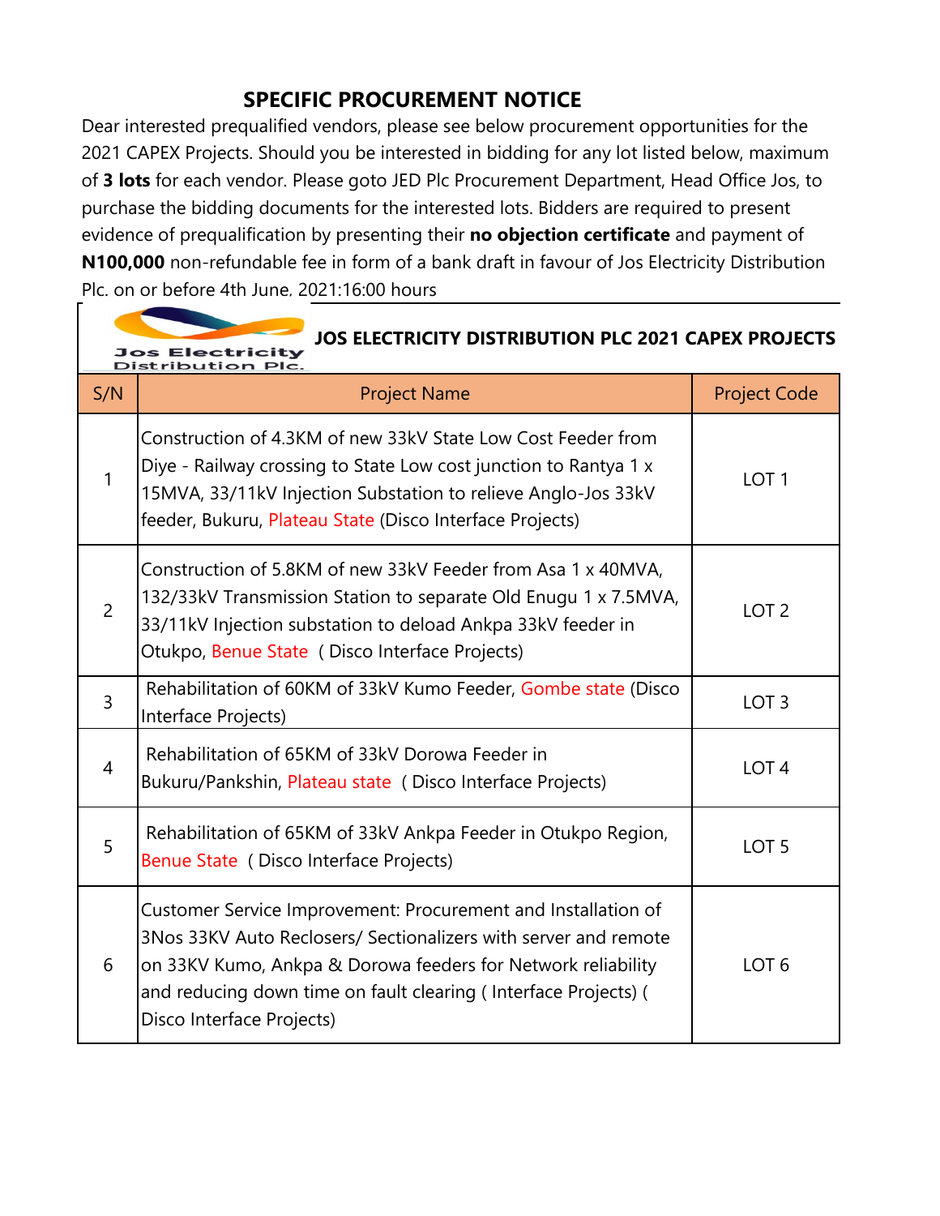# SPECIFIC PROCUREMENT NOTICE

Dear interested prequalified vendors, please see below procurement opportunities for the 2021 CAPEX Projects. Should you be interested in bidding for any lot listed below, maximum of **3 lots** for each vendor. Please goto JED Plc Procurement Department, Head Office Jos, to purchase the bidding documents for the interested lots. Bidders are required to present evidence of prequalification by presenting their **no objection certificate** and payment of **N100,000** non-refundable fee in form of a bank draft in favour of Jos Electricity Distribution Plc. on or before 4th June, 2021:16:00 hours

Jos Electricity Distribution Plc.

## JOS ELECTRICITY DISTRIBUTION PLC 2021 CAPEX PROJECTS

| S/N | Project Name | Project Code |
|---|---|---|
| 1 | Construction of 4.3KM of new 33kV State Low Cost Feeder from Diye - Railway crossing to State Low cost junction to Rantya 1 x 15MVA, 33/11kV Injection Substation to relieve Anglo-Jos 33kV feeder, Bukuru, Plateau State (Disco Interface Projects) | LOT 1 |
| 2 | Construction of 5.8KM of new 33kV Feeder from Asa 1 x 40MVA, 132/33kV Transmission Station to separate Old Enugu 1 x 7.5MVA, 33/11kV Injection substation to deload Ankpa 33kV feeder in Otukpo, Benue State ( Disco Interface Projects) | LOT 2 |
| 3 | Rehabilitation of 60KM of 33kV Kumo Feeder, Gombe state (Disco Interface Projects) | LOT 3 |
| 4 | Rehabilitation of 65KM of 33kV Dorowa Feeder in Bukuru/Pankshin, Plateau state ( Disco Interface Projects) | LOT 4 |
| 5 | Rehabilitation of 65KM of 33kV Ankpa Feeder in Otukpo Region, Benue State ( Disco Interface Projects) | LOT 5 |
| 6 | Customer Service Improvement: Procurement and Installation of 3Nos 33KV Auto Reclosers/ Sectionalizers with server and remote on 33KV Kumo, Ankpa & Dorowa feeders for Network reliability and reducing down time on fault clearing ( Interface Projects) ( Disco Interface Projects) | LOT 6 |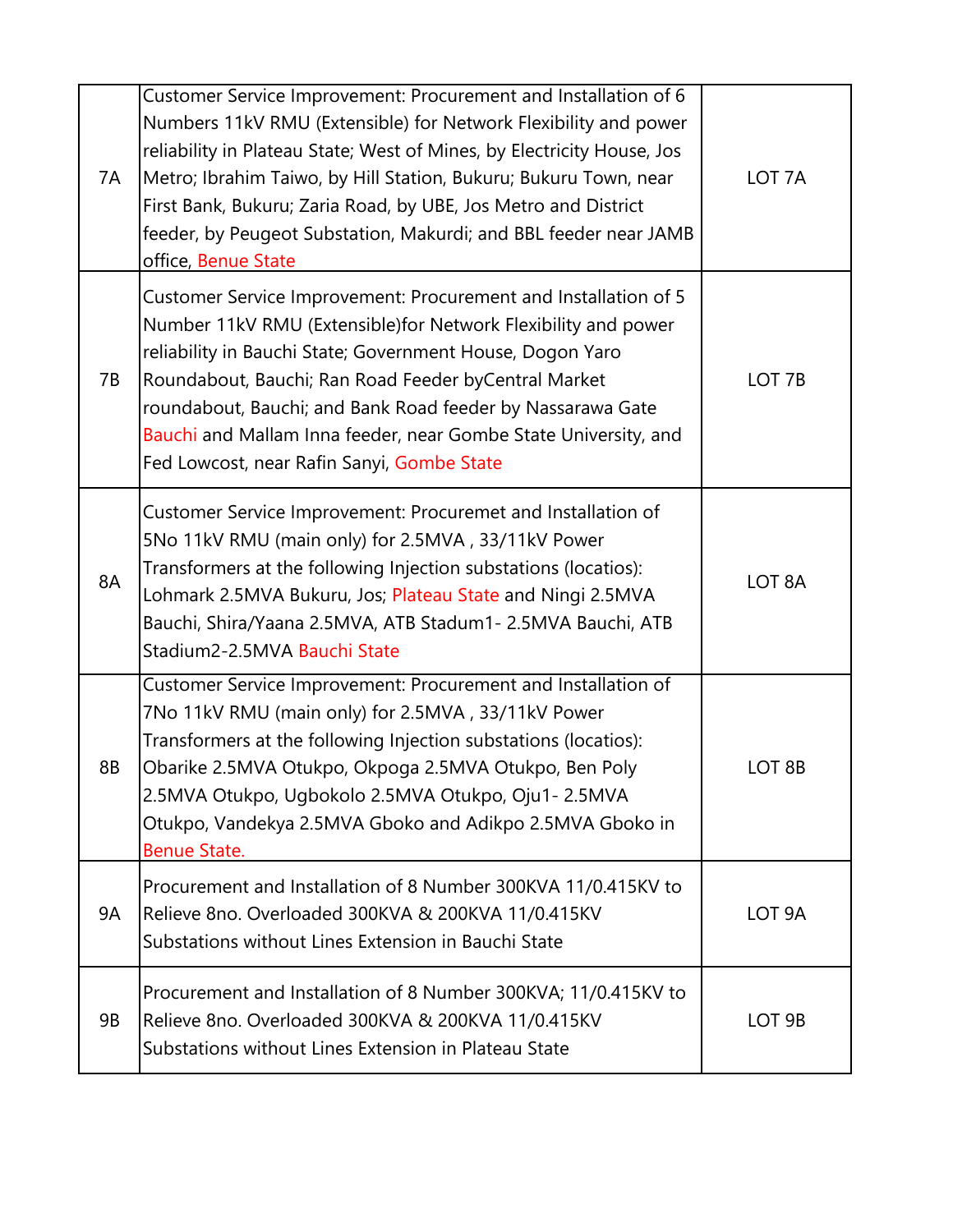| | | |
|---|---|---|
| 7A | Customer Service Improvement: Procurement and Installation of 6 Numbers 11kV RMU (Extensible) for Network Flexibility and power reliability in Plateau State; West of Mines, by Electricity House, Jos Metro; Ibrahim Taiwo, by Hill Station, Bukuru; Bukuru Town, near First Bank, Bukuru; Zaria Road, by UBE, Jos Metro and District feeder, by Peugeot Substation, Makurdi; and BBL feeder near JAMB office, Benue State | LOT 7A |
| 7B | Customer Service Improvement: Procurement and Installation of 5 Number 11kV RMU (Extensible)for Network Flexibility and power reliability in Bauchi State; Government House, Dogon Yaro Roundabout, Bauchi; Ran Road Feeder byCentral Market roundabout, Bauchi; and Bank Road feeder by Nassarawa Gate Bauchi and Mallam Inna feeder, near Gombe State University, and Fed Lowcost, near Rafin Sanyi, Gombe State | LOT 7B |
| 8A | Customer Service Improvement: Procuremet and Installation of 5No 11kV RMU (main only) for 2.5MVA , 33/11kV Power Transformers at the following Injection substations (locatios): Lohmark 2.5MVA Bukuru, Jos; Plateau State and Ningi 2.5MVA Bauchi, Shira/Yaana 2.5MVA, ATB Stadum1- 2.5MVA Bauchi, ATB Stadium2-2.5MVA Bauchi State | LOT 8A |
| 8B | Customer Service Improvement: Procurement and Installation of 7No 11kV RMU (main only) for 2.5MVA , 33/11kV Power Transformers at the following Injection substations (locatios): Obarike 2.5MVA Otukpo, Okpoga 2.5MVA Otukpo, Ben Poly 2.5MVA Otukpo, Ugbokolo 2.5MVA Otukpo, Oju1- 2.5MVA Otukpo, Vandekya 2.5MVA Gboko and Adikpo 2.5MVA Gboko in Benue State. | LOT 8B |
| 9A | Procurement and Installation of 8 Number 300KVA 11/0.415KV to Relieve 8no. Overloaded 300KVA & 200KVA 11/0.415KV Substations without Lines Extension in Bauchi State | LOT 9A |
| 9B | Procurement and Installation of 8 Number 300KVA; 11/0.415KV to Relieve 8no. Overloaded 300KVA & 200KVA 11/0.415KV Substations without Lines Extension in Plateau State | LOT 9B |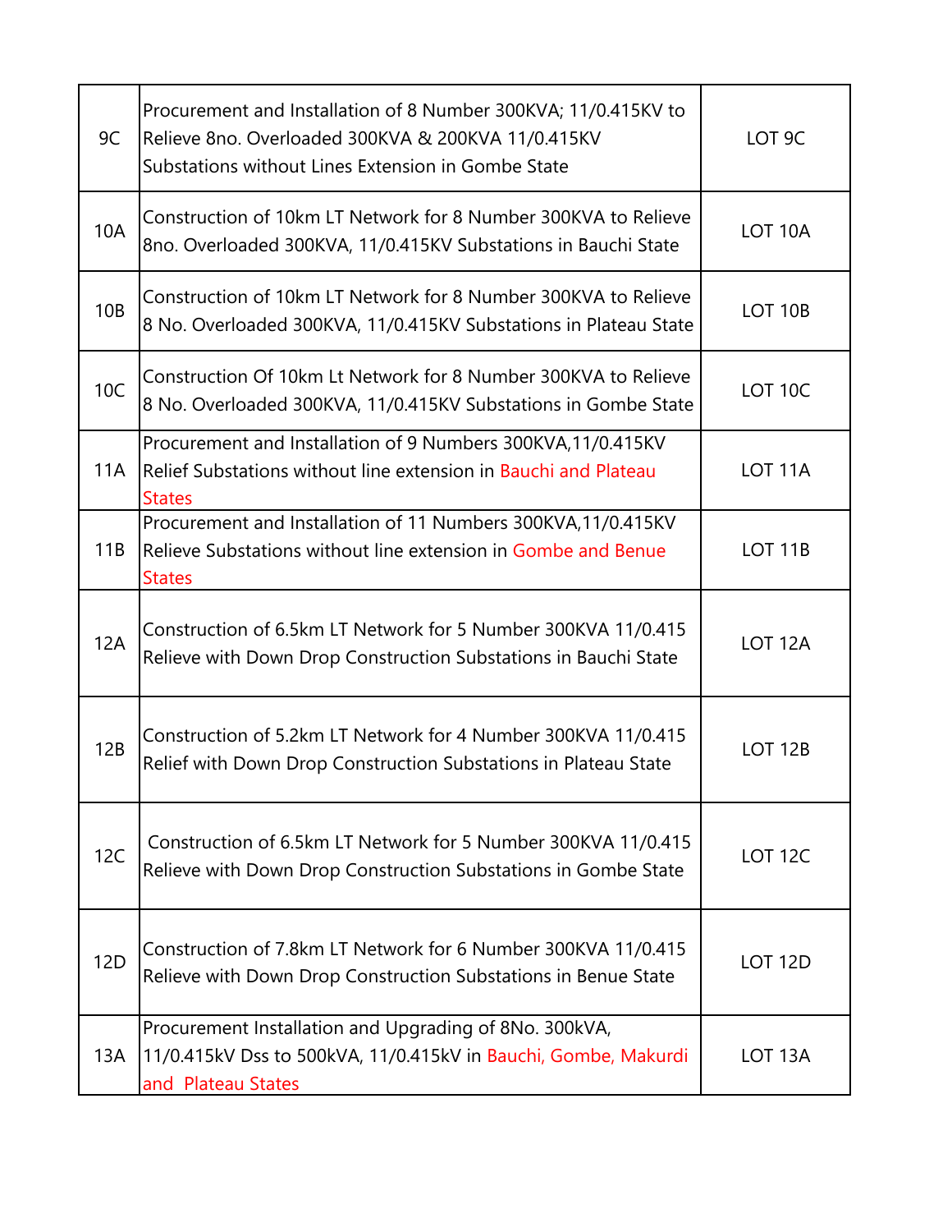| 9C | Procurement and Installation of 8 Number 300KVA; 11/0.415KV to Relieve 8no. Overloaded 300KVA & 200KVA 11/0.415KV Substations without Lines Extension in Gombe State | LOT 9C |
|---|---|---|
| 10A | Construction of 10km LT Network for 8 Number 300KVA to Relieve 8no. Overloaded 300KVA, 11/0.415KV Substations in Bauchi State | LOT 10A |
| 10B | Construction of 10km LT Network for 8 Number 300KVA to Relieve 8 No. Overloaded 300KVA, 11/0.415KV Substations in Plateau State | LOT 10B |
| 10C | Construction Of 10km Lt Network for 8 Number 300KVA to Relieve 8 No. Overloaded 300KVA, 11/0.415KV Substations in Gombe State | LOT 10C |
| 11A | Procurement and Installation of 9 Numbers 300KVA,11/0.415KV Relief Substations without line extension in Bauchi and Plateau States | LOT 11A |
| 11B | Procurement and Installation of 11 Numbers 300KVA,11/0.415KV Relieve Substations without line extension in Gombe and Benue States | LOT 11B |
| 12A | Construction of 6.5km LT Network for 5 Number 300KVA 11/0.415 Relieve with Down Drop Construction Substations in Bauchi State | LOT 12A |
| 12B | Construction of 5.2km LT Network for 4 Number 300KVA 11/0.415 Relief with Down Drop Construction Substations in Plateau State | LOT 12B |
| 12C | Construction of 6.5km LT Network for 5 Number 300KVA 11/0.415 Relieve with Down Drop Construction Substations in Gombe State | LOT 12C |
| 12D | Construction of 7.8km LT Network for 6 Number 300KVA 11/0.415 Relieve with Down Drop Construction Substations in Benue State | LOT 12D |
| 13A | Procurement Installation and Upgrading of 8No. 300kVA, 11/0.415kV Dss to 500kVA, 11/0.415kV in Bauchi, Gombe, Makurdi and Plateau States | LOT 13A |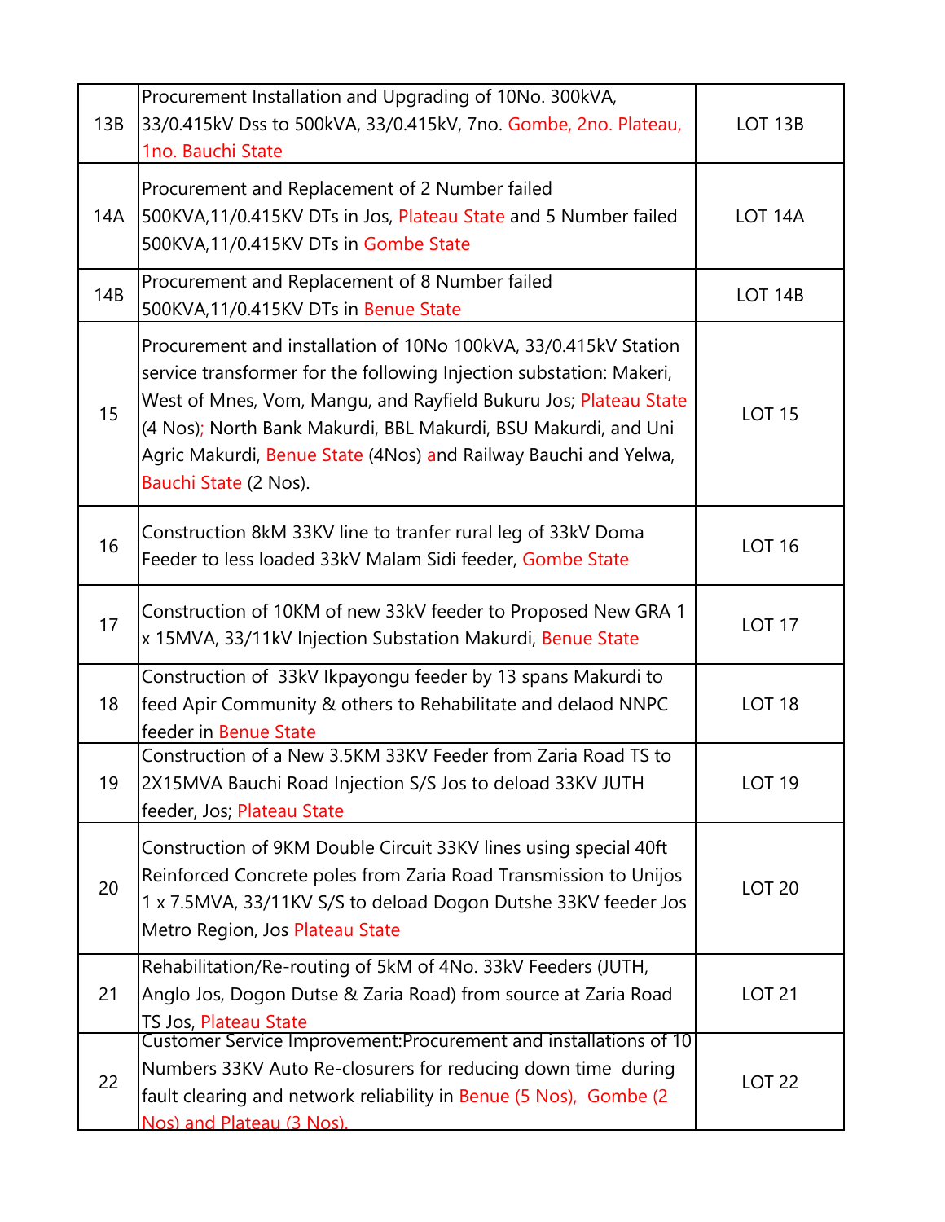| 13B | Procurement Installation and Upgrading of 10No. 300kVA, 33/0.415kV Dss to 500kVA, 33/0.415kV, 7no. Gombe, 2no. Plateau, 1no. Bauchi State | LOT 13B |
|---|---|---|
| 14A | Procurement and Replacement of 2 Number failed 500KVA,11/0.415KV DTs in Jos, Plateau State and 5 Number failed 500KVA,11/0.415KV DTs in Gombe State | LOT 14A |
| 14B | Procurement and Replacement of 8 Number failed 500KVA,11/0.415KV DTs in Benue State | LOT 14B |
| 15 | Procurement and installation of 10No 100kVA, 33/0.415kV Station service transformer for the following Injection substation: Makeri, West of Mnes, Vom, Mangu, and Rayfield Bukuru Jos; Plateau State (4 Nos); North Bank Makurdi, BBL Makurdi, BSU Makurdi, and Uni Agric Makurdi, Benue State (4Nos) and Railway Bauchi and Yelwa, Bauchi State (2 Nos). | LOT 15 |
| 16 | Construction 8kM 33KV line to tranfer rural leg of 33kV Doma Feeder to less loaded 33kV Malam Sidi feeder, Gombe State | LOT 16 |
| 17 | Construction of 10KM of new 33kV feeder to Proposed New GRA 1 x 15MVA, 33/11kV Injection Substation Makurdi, Benue State | LOT 17 |
| 18 | Construction of 33kV Ikpayongu feeder by 13 spans Makurdi to feed Apir Community & others to Rehabilitate and delaod NNPC feeder in Benue State | LOT 18 |
| 19 | Construction of a New 3.5KM 33KV Feeder from Zaria Road TS to 2X15MVA Bauchi Road Injection S/S Jos to deload 33KV JUTH feeder, Jos; Plateau State | LOT 19 |
| 20 | Construction of 9KM Double Circuit 33KV lines using special 40ft Reinforced Concrete poles from Zaria Road Transmission to Unijos 1 x 7.5MVA, 33/11KV S/S to deload Dogon Dutshe 33KV feeder Jos Metro Region, Jos Plateau State | LOT 20 |
| 21 | Rehabilitation/Re-routing of 5kM of 4No. 33kV Feeders (JUTH, Anglo Jos, Dogon Dutse & Zaria Road) from source at Zaria Road TS Jos, Plateau State | LOT 21 |
| 22 | Customer Service Improvement:Procurement and installations of 10 Numbers 33KV Auto Re-closurers for reducing down time during fault clearing and network reliability in Benue (5 Nos), Gombe (2 Nos) and Plateau (3 Nos). | LOT 22 |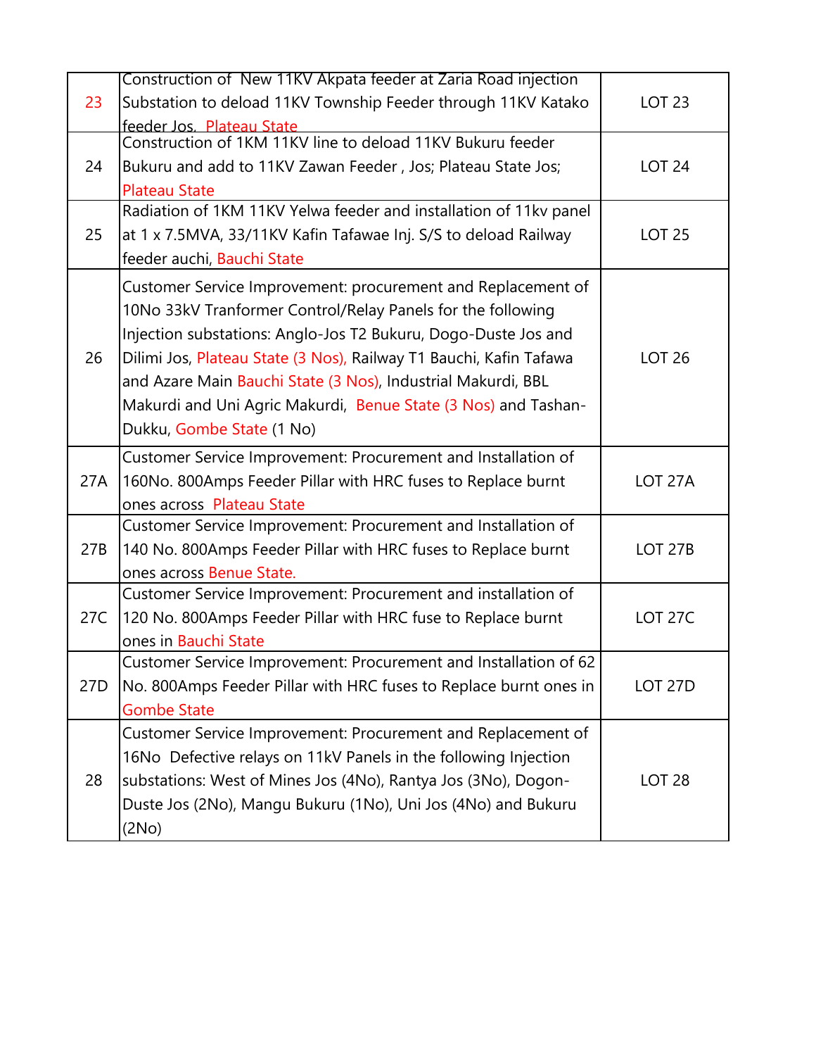| | | |
|---|---|---|
| 23 | Construction of New 11KV Akpata feeder at Zaria Road injection Substation to deload 11KV Township Feeder through 11KV Katako feeder Jos, Plateau State | LOT 23 |
| 24 | Construction of 1KM 11KV line to deload 11KV Bukuru feeder Bukuru and add to 11KV Zawan Feeder , Jos; Plateau State Jos; Plateau State | LOT 24 |
| 25 | Radiation of 1KM 11KV Yelwa feeder and installation of 11kv panel at 1 x 7.5MVA, 33/11KV Kafin Tafawae Inj. S/S to deload Railway feeder auchi, Bauchi State | LOT 25 |
| 26 | Customer Service Improvement: procurement and Replacement of 10No 33kV Tranformer Control/Relay Panels for the following Injection substations: Anglo-Jos T2 Bukuru, Dogo-Duste Jos and Dilimi Jos, Plateau State (3 Nos), Railway T1 Bauchi, Kafin Tafawa and Azare Main Bauchi State (3 Nos), Industrial Makurdi, BBL Makurdi and Uni Agric Makurdi, Benue State (3 Nos) and Tashan-Dukku, Gombe State (1 No) | LOT 26 |
| 27A | Customer Service Improvement: Procurement and Installation of 160No. 800Amps Feeder Pillar with HRC fuses to Replace burnt ones across Plateau State | LOT 27A |
| 27B | Customer Service Improvement: Procurement and Installation of 140 No. 800Amps Feeder Pillar with HRC fuses to Replace burnt ones across Benue State. | LOT 27B |
| 27C | Customer Service Improvement: Procurement and installation of 120 No. 800Amps Feeder Pillar with HRC fuse to Replace burnt ones in Bauchi State | LOT 27C |
| 27D | Customer Service Improvement: Procurement and Installation of 62 No. 800Amps Feeder Pillar with HRC fuses to Replace burnt ones in Gombe State | LOT 27D |
| 28 | Customer Service Improvement: Procurement and Replacement of 16No Defective relays on 11kV Panels in the following Injection substations: West of Mines Jos (4No), Rantya Jos (3No), Dogon-Duste Jos (2No), Mangu Bukuru (1No), Uni Jos (4No) and Bukuru (2No) | LOT 28 |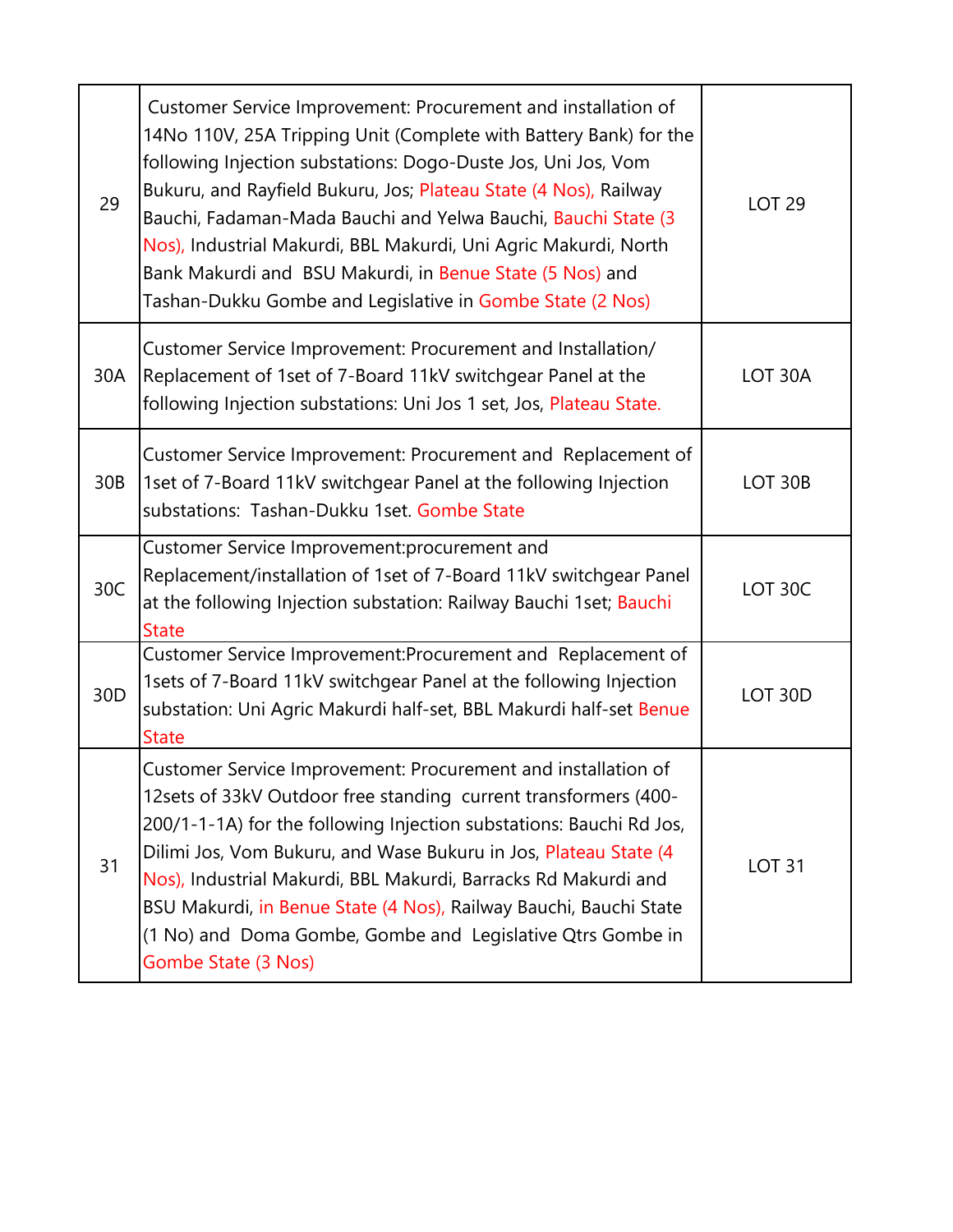| | | |
|---|---|---|
| 29 | Customer Service Improvement: Procurement and installation of 14No 110V, 25A Tripping Unit (Complete with Battery Bank) for the following Injection substations: Dogo-Duste Jos, Uni Jos, Vom Bukuru, and Rayfield Bukuru, Jos; Plateau State (4 Nos), Railway Bauchi, Fadaman-Mada Bauchi and Yelwa Bauchi, Bauchi State (3 Nos), Industrial Makurdi, BBL Makurdi, Uni Agric Makurdi, North Bank Makurdi and BSU Makurdi, in Benue State (5 Nos) and Tashan-Dukku Gombe and Legislative in Gombe State (2 Nos) | LOT 29 |
| 30A | Customer Service Improvement: Procurement and Installation/ Replacement of 1set of 7-Board 11kV switchgear Panel at the following Injection substations: Uni Jos 1 set, Jos, Plateau State. | LOT 30A |
| 30B | Customer Service Improvement: Procurement and Replacement of 1set of 7-Board 11kV switchgear Panel at the following Injection substations: Tashan-Dukku 1set. Gombe State | LOT 30B |
| 30C | Customer Service Improvement:procurement and Replacement/installation of 1set of 7-Board 11kV switchgear Panel at the following Injection substation: Railway Bauchi 1set; Bauchi State | LOT 30C |
| 30D | Customer Service Improvement:Procurement and Replacement of 1sets of 7-Board 11kV switchgear Panel at the following Injection substation: Uni Agric Makurdi half-set, BBL Makurdi half-set Benue State | LOT 30D |
| 31 | Customer Service Improvement: Procurement and installation of 12sets of 33kV Outdoor free standing current transformers (400-200/1-1-1A) for the following Injection substations: Bauchi Rd Jos, Dilimi Jos, Vom Bukuru, and Wase Bukuru in Jos, Plateau State (4 Nos), Industrial Makurdi, BBL Makurdi, Barracks Rd Makurdi and BSU Makurdi, in Benue State (4 Nos), Railway Bauchi, Bauchi State (1 No) and Doma Gombe, Gombe and Legislative Qtrs Gombe in Gombe State (3 Nos) | LOT 31 |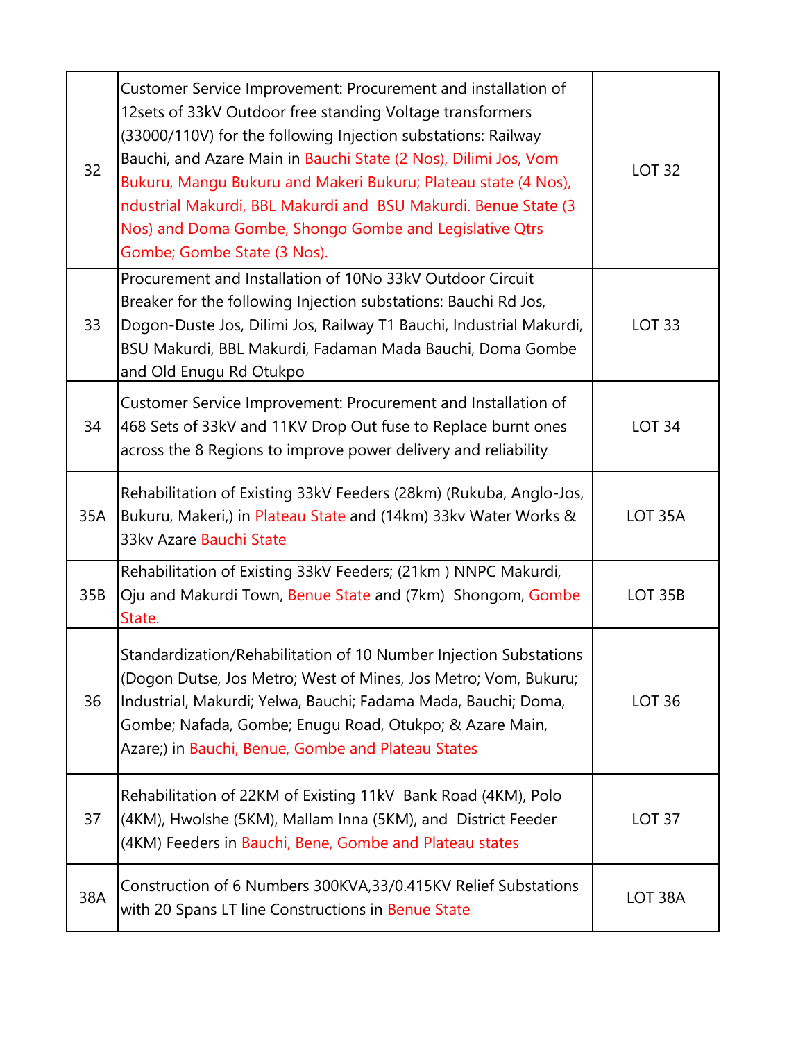| 32 | Customer Service Improvement: Procurement and installation of 12sets of 33kV Outdoor free standing Voltage transformers (33000/110V) for the following Injection substations: Railway Bauchi, and Azare Main in Bauchi State (2 Nos), Dilimi Jos, Vom Bukuru, Mangu Bukuru and Makeri Bukuru; Plateau state (4 Nos), ndustrial Makurdi, BBL Makurdi and BSU Makurdi. Benue State (3 Nos) and Doma Gombe, Shongo Gombe and Legislative Qtrs Gombe; Gombe State (3 Nos). | LOT 32 |
|---|---|---|
| 33 | Procurement and Installation of 10No 33kV Outdoor Circuit Breaker for the following Injection substations: Bauchi Rd Jos, Dogon-Duste Jos, Dilimi Jos, Railway T1 Bauchi, Industrial Makurdi, BSU Makurdi, BBL Makurdi, Fadaman Mada Bauchi, Doma Gombe and Old Enugu Rd Otukpo | LOT 33 |
| 34 | Customer Service Improvement: Procurement and Installation of 468 Sets of 33kV and 11KV Drop Out fuse to Replace burnt ones across the 8 Regions to improve power delivery and reliability | LOT 34 |
| 35A | Rehabilitation of Existing 33kV Feeders (28km) (Rukuba, Anglo-Jos, Bukuru, Makeri,) in Plateau State and (14km) 33kv Water Works & 33kv Azare Bauchi State | LOT 35A |
| 35B | Rehabilitation of Existing 33kV Feeders; (21km ) NNPC Makurdi, Oju and Makurdi Town, Benue State and (7km) Shongom, Gombe State. | LOT 35B |
| 36 | Standardization/Rehabilitation of 10 Number Injection Substations (Dogon Dutse, Jos Metro; West of Mines, Jos Metro; Vom, Bukuru; Industrial, Makurdi; Yelwa, Bauchi; Fadama Mada, Bauchi; Doma, Gombe; Nafada, Gombe; Enugu Road, Otukpo; & Azare Main, Azare;) in Bauchi, Benue, Gombe and Plateau States | LOT 36 |
| 37 | Rehabilitation of 22KM of Existing 11kV Bank Road (4KM), Polo (4KM), Hwolshe (5KM), Mallam Inna (5KM), and District Feeder (4KM) Feeders in Bauchi, Bene, Gombe and Plateau states | LOT 37 |
| 38A | Construction of 6 Numbers 300KVA,33/0.415KV Relief Substations with 20 Spans LT line Constructions in Benue State | LOT 38A |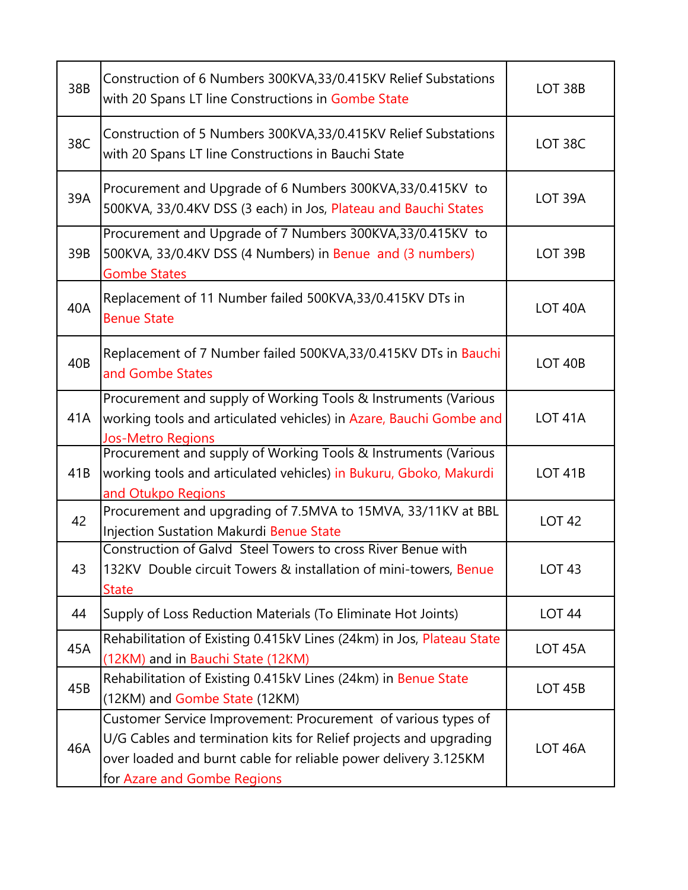| 38B | Construction of 6 Numbers 300KVA,33/0.415KV Relief Substations with 20 Spans LT line Constructions in Gombe State | LOT 38B |
|---|---|---|
| 38C | Construction of 5 Numbers 300KVA,33/0.415KV Relief Substations with 20 Spans LT line Constructions in Bauchi State | LOT 38C |
| 39A | Procurement and Upgrade of 6 Numbers 300KVA,33/0.415KV to 500KVA, 33/0.4KV DSS (3 each) in Jos, Plateau and Bauchi States | LOT 39A |
| 39B | Procurement and Upgrade of 7 Numbers 300KVA,33/0.415KV to 500KVA, 33/0.4KV DSS (4 Numbers) in Benue and (3 numbers) Gombe States | LOT 39B |
| 40A | Replacement of 11 Number failed 500KVA,33/0.415KV DTs in Benue State | LOT 40A |
| 40B | Replacement of 7 Number failed 500KVA,33/0.415KV DTs in Bauchi and Gombe States | LOT 40B |
| 41A | Procurement and supply of Working Tools & Instruments (Various working tools and articulated vehicles) in Azare, Bauchi Gombe and Jos-Metro Regions | LOT 41A |
| 41B | Procurement and supply of Working Tools & Instruments (Various working tools and articulated vehicles) in Bukuru, Gboko, Makurdi and Otukpo Regions | LOT 41B |
| 42 | Procurement and upgrading of 7.5MVA to 15MVA, 33/11KV at BBL Injection Sustation Makurdi Benue State | LOT 42 |
| 43 | Construction of Galvd Steel Towers to cross River Benue with 132KV Double circuit Towers & installation of mini-towers, Benue State | LOT 43 |
| 44 | Supply of Loss Reduction Materials (To Eliminate Hot Joints) | LOT 44 |
| 45A | Rehabilitation of Existing 0.415kV Lines (24km) in Jos, Plateau State (12KM) and in Bauchi State (12KM) | LOT 45A |
| 45B | Rehabilitation of Existing 0.415kV Lines (24km) in Benue State (12KM) and Gombe State (12KM) | LOT 45B |
| 46A | Customer Service Improvement: Procurement of various types of U/G Cables and termination kits for Relief projects and upgrading over loaded and burnt cable for reliable power delivery 3.125KM for Azare and Gombe Regions | LOT 46A |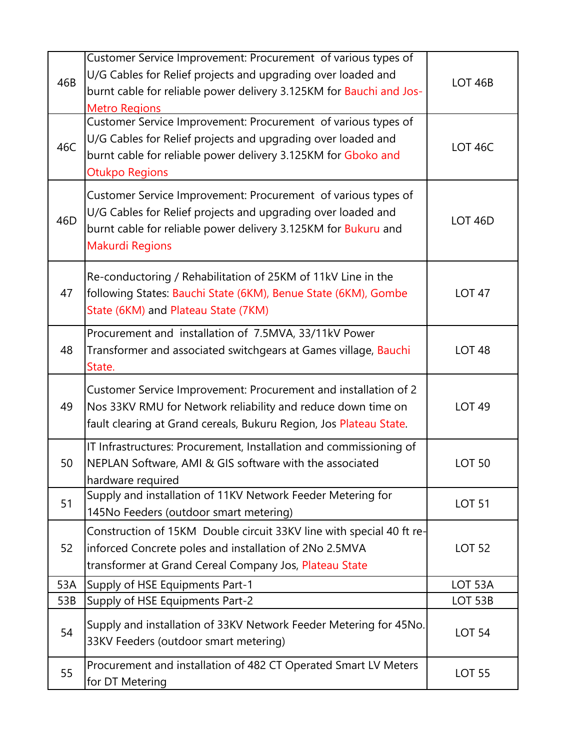| | | |
|---|---|---|
| 46B | Customer Service Improvement: Procurement of various types of U/G Cables for Relief projects and upgrading over loaded and burnt cable for reliable power delivery 3.125KM for Bauchi and Jos-Metro Regions | LOT 46B |
| 46C | Customer Service Improvement: Procurement of various types of U/G Cables for Relief projects and upgrading over loaded and burnt cable for reliable power delivery 3.125KM for Gboko and Otukpo Regions | LOT 46C |
| 46D | Customer Service Improvement: Procurement of various types of U/G Cables for Relief projects and upgrading over loaded and burnt cable for reliable power delivery 3.125KM for Bukuru and Makurdi Regions | LOT 46D |
| 47 | Re-conductoring / Rehabilitation of 25KM of 11kV Line in the following States: Bauchi State (6KM), Benue State (6KM), Gombe State (6KM) and Plateau State (7KM) | LOT 47 |
| 48 | Procurement and installation of 7.5MVA, 33/11kV Power Transformer and associated switchgears at Games village, Bauchi State. | LOT 48 |
| 49 | Customer Service Improvement: Procurement and installation of 2 Nos 33KV RMU for Network reliability and reduce down time on fault clearing at Grand cereals, Bukuru Region, Jos Plateau State. | LOT 49 |
| 50 | IT Infrastructures: Procurement, Installation and commissioning of NEPLAN Software, AMI & GIS software with the associated hardware required | LOT 50 |
| 51 | Supply and installation of 11KV Network Feeder Metering for 145No Feeders (outdoor smart metering) | LOT 51 |
| 52 | Construction of 15KM Double circuit 33KV line with special 40 ft re-inforced Concrete poles and installation of 2No 2.5MVA transformer at Grand Cereal Company Jos, Plateau State | LOT 52 |
| 53A | Supply of HSE Equipments Part-1 | LOT 53A |
| 53B | Supply of HSE Equipments Part-2 | LOT 53B |
| 54 | Supply and installation of 33KV Network Feeder Metering for 45No. 33KV Feeders (outdoor smart metering) | LOT 54 |
| 55 | Procurement and installation of 482 CT Operated Smart LV Meters for DT Metering | LOT 55 |